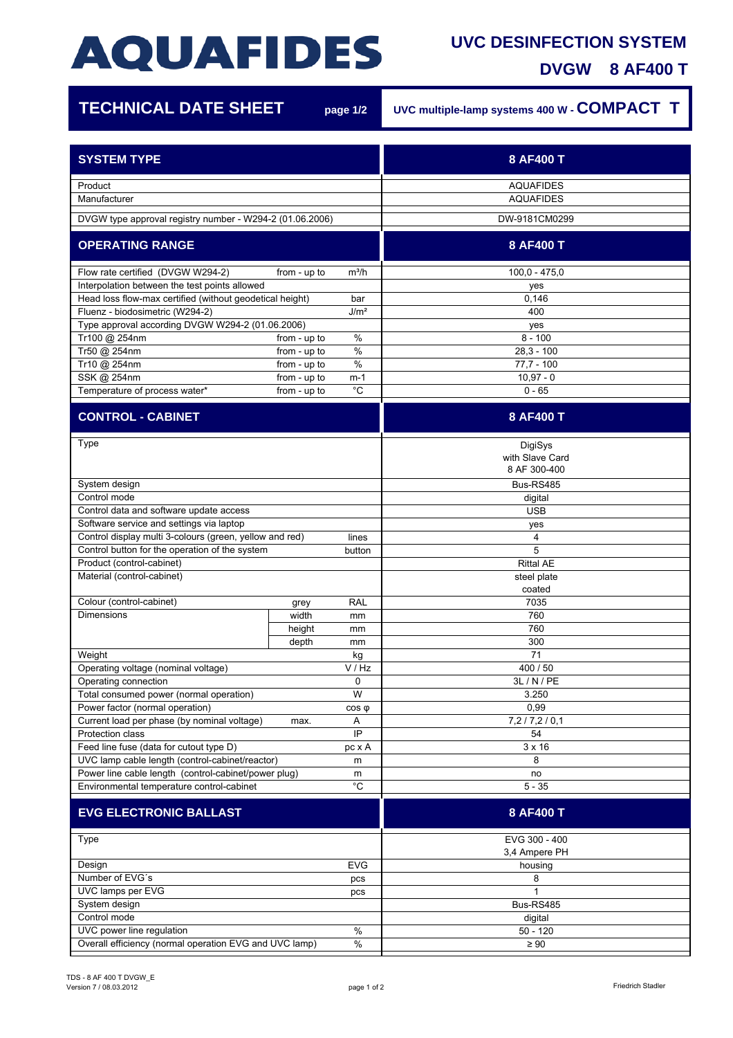# AQUAFIDES

## UVC DESINFECTION SYSTEM

## DVGW 8 AF400 T

## TECHNICAL DATE SHEET

page 1/2

UVC multiple-lamp systems 400 W - **COMPACT T**

| SYSTEM TYPE | | | 8 AF400 T |
|---|---|---|---|
| Product | | | AQUAFIDES |
| Manufacturer | | | AQUAFIDES |
| DVGW type approval registry number - W294-2 (01.06.2006) | | | DW-9181CM0299 |
| **OPERATING RANGE** | | | **8 AF400 T** |
| Flow rate certified (DVGW W294-2) | from - up to | m³/h | 100,0 - 475,0 |
| Interpolation between the test points allowed | | | yes |
| Head loss flow-max certified (without geodetical height) | | bar | 0,146 |
| Fluenz - biodosimetric (W294-2) | | J/m² | 400 |
| Type approval according DVGW W294-2 (01.06.2006) | | | yes |
| Tr100 @ 254nm | from - up to | % | 8 - 100 |
| Tr50 @ 254nm | from - up to | % | 28,3 - 100 |
| Tr10 @ 254nm | from - up to | % | 77,7 - 100 |
| SSK @ 254nm | from - up to | m-1 | 10,97 - 0 |
| Temperature of process water* | from - up to | °C | 0 - 65 |
| **CONTROL - CABINET** | | | **8 AF400 T** |
| Type | | | DigiSys with Slave Card 8 AF 300-400 |
| System design | | | Bus-RS485 |
| Control mode | | | digital |
| Control data and software update access | | | USB |
| Software service and settings via laptop | | | yes |
| Control display multi 3-colours (green, yellow and red) | | lines | 4 |
| Control button for the operation of the system | | button | 5 |
| Product (control-cabinet) | | | Rittal AE |
| Material (control-cabinet) | | | steel plate coated |
| Colour (control-cabinet) | grey | RAL | 7035 |
| Dimensions | width | mm | 760 |
| | height | mm | 760 |
| | depth | mm | 300 |
| Weight | | kg | 71 |
| Operating voltage (nominal voltage) | | V / Hz | 400 / 50 |
| Operating connection | | 0 | 3L / N / PE |
| Total consumed power (normal operation) | | W | 3.250 |
| Power factor (normal operation) | | cos φ | 0,99 |
| Current load per phase (by nominal voltage) | max. | A | 7,2 / 7,2 / 0,1 |
| Protection class | | IP | 54 |
| Feed line fuse (data for cutout type D) | | pc x A | 3 x 16 |
| UVC lamp cable length (control-cabinet/reactor) | | m | 8 |
| Power line cable length (control-cabinet/power plug) | | m | no |
| Environmental temperature control-cabinet | | °C | 5 - 35 |
| **EVG ELECTRONIC BALLAST** | | | **8 AF400 T** |
| Type | | | EVG 300 - 400 3,4 Ampere PH |
| Design | | EVG | housing |
| Number of EVG´s | | pcs | 8 |
| UVC lamps per EVG | | pcs | 1 |
| System design | | | Bus-RS485 |
| Control mode | | | digital |
| UVC power line regulation | | % | 50 - 120 |
| Overall efficiency (normal operation EVG and UVC lamp) | | % | ≥ 90 |

TDS - 8 AF 400 T DVGW_E
Version 7 / 08.03.2012

Friedrich Stadler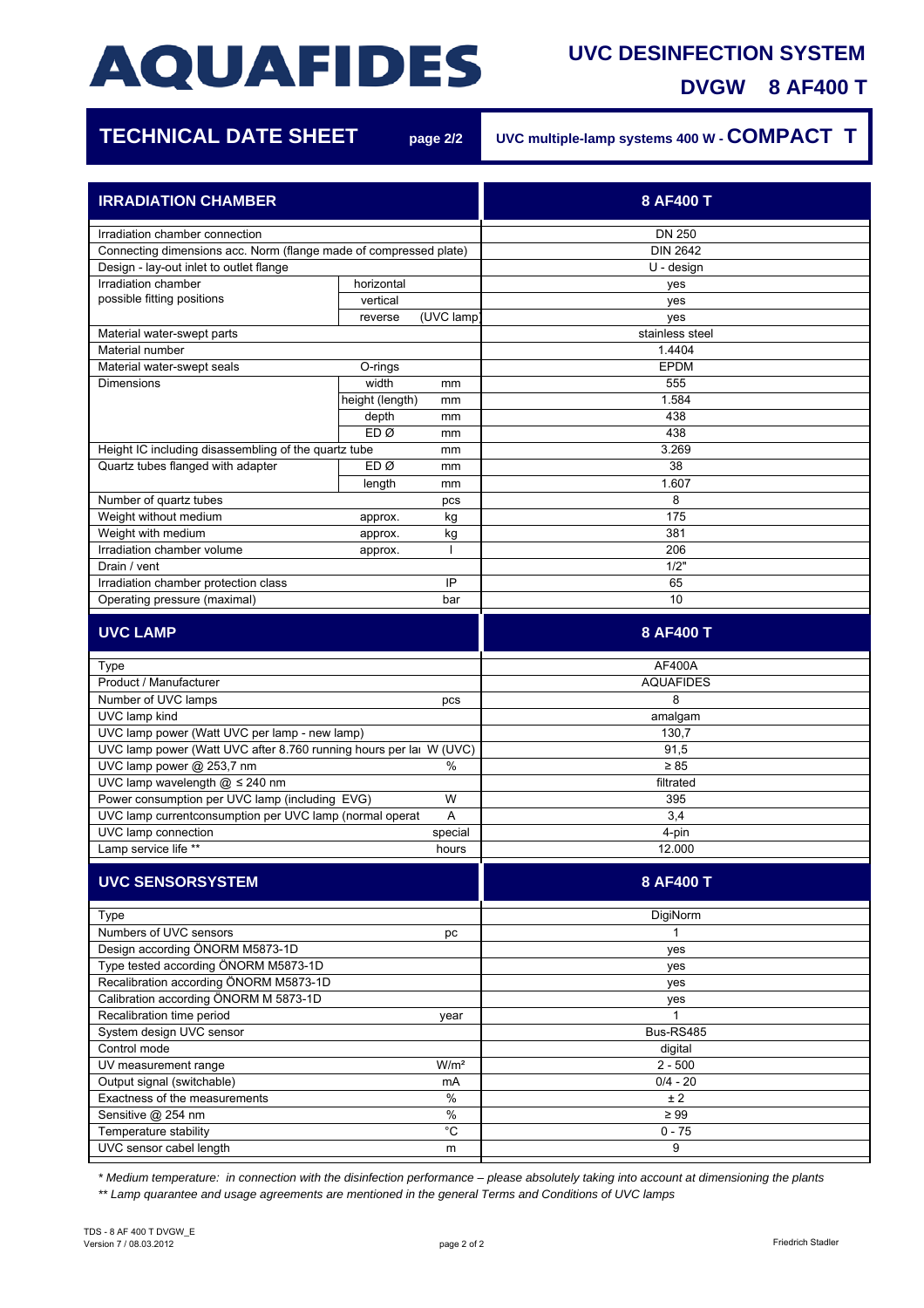# AQUAFIDES

## UVC DESINFECTION SYSTEM

## DVGW 8 AF400 T

## TECHNICAL DATE SHEET page 2/2

UVC multiple-lamp systems 400 W - **COMPACT T**

| IRRADIATION CHAMBER | | | 8 AF400 T |
|---|---|---|---|
| Irradiation chamber connection | | | DN 250 |
| Connecting dimensions acc. Norm (flange made of compressed plate) | | | DIN 2642 |
| Design - lay-out inlet to outlet flange | | | U - design |
| Irradiation chamber possible fitting positions | horizontal | | yes |
| | vertical | | yes |
| | reverse | (UVC lamp) | yes |
| Material water-swept parts | | | stainless steel |
| Material number | | | 1.4404 |
| Material water-swept seals | O-rings | | EPDM |
| Dimensions | width | mm | 555 |
| | height (length) | mm | 1.584 |
| | depth | mm | 438 |
| | ED Ø | mm | 438 |
| Height IC including disassembling of the quartz tube | | mm | 3.269 |
| Quartz tubes flanged with adapter | ED Ø | mm | 38 |
| | length | mm | 1.607 |
| Number of quartz tubes | | pcs | 8 |
| Weight without medium | approx. | kg | 175 |
| Weight with medium | approx. | kg | 381 |
| Irradiation chamber volume | approx. | l | 206 |
| Drain / vent | | | 1/2" |
| Irradiation chamber protection class | | IP | 65 |
| Operating pressure (maximal) | | bar | 10 |

| UVC LAMP | | 8 AF400 T |
|---|---|---|
| Type | | AF400A |
| Product / Manufacturer | | AQUAFIDES |
| Number of UVC lamps | pcs | 8 |
| UVC lamp kind | | amalgam |
| UVC lamp power (Watt UVC per lamp - new lamp) | | 130,7 |
| UVC lamp power (Watt UVC after 8.760 running hours per lai | W (UVC) | 91,5 |
| UVC lamp power @ 253,7 nm | % | ≥ 85 |
| UVC lamp wavelength @ ≤ 240 nm | | filtrated |
| Power consumption per UVC lamp (including EVG) | W | 395 |
| UVC lamp currentconsumption per UVC lamp (normal operat | A | 3,4 |
| UVC lamp connection | special | 4-pin |
| Lamp service life ** | hours | 12.000 |

| UVC SENSORSYSTEM | | 8 AF400 T |
|---|---|---|
| Type | | DigiNorm |
| Numbers of UVC sensors | pc | 1 |
| Design according ÖNORM M5873-1D | | yes |
| Type tested according ÖNORM M5873-1D | | yes |
| Recalibration according ÖNORM M5873-1D | | yes |
| Calibration according ÖNORM M 5873-1D | | yes |
| Recalibration time period | year | 1 |
| System design UVC sensor | | Bus-RS485 |
| Control mode | | digital |
| UV measurement range | W/m² | 2 - 500 |
| Output signal (switchable) | mA | 0/4 - 20 |
| Exactness of the measurements | % | ± 2 |
| Sensitive @ 254 nm | % | ≥ 99 |
| Temperature stability | °C | 0 - 75 |
| UVC sensor cabel length | m | 9 |

*\* Medium temperature: in connection with the disinfection performance – please absolutely taking into account at dimensioning the plants*

*\*\* Lamp quarantee and usage agreements are mentioned in the general Terms and Conditions of UVC lamps*

TDS - 8 AF 400 T DVGW_E
Version 7 / 08.03.2012

Friedrich Stadler